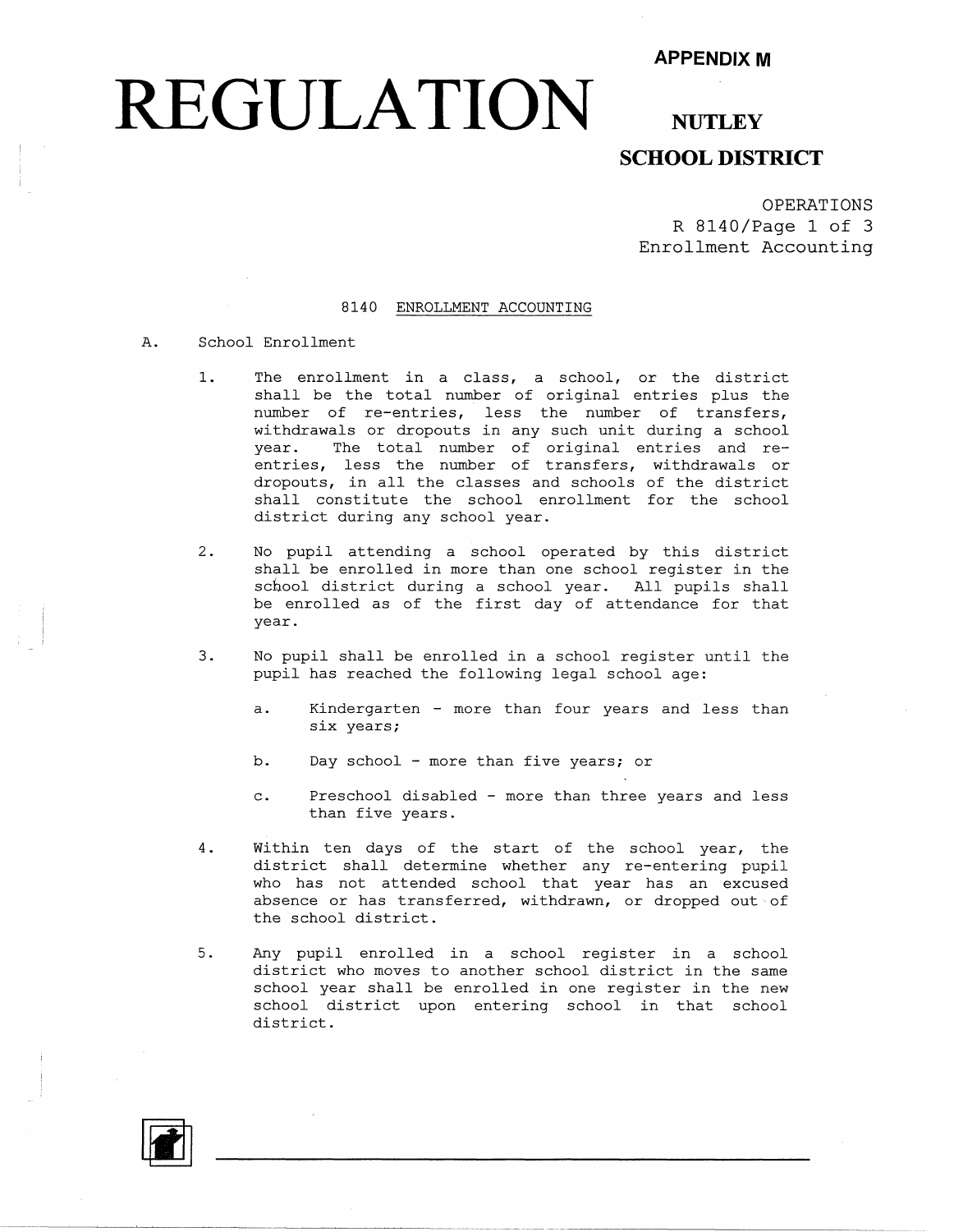**APPENDIX M**

# REGULATION

## NUTLEY SCHOOL DISTRICT

OPERATIONS
R 8140/Page 1 of 3
Enrollment Accounting

### 8140 ENROLLMENT ACCOUNTING

A. School Enrollment

1. The enrollment in a class, a school, or the district shall be the total number of original entries plus the number of re-entries, less the number of transfers, withdrawals or dropouts in any such unit during a school year. The total number of original entries and re-entries, less the number of transfers, withdrawals or dropouts, in all the classes and schools of the district shall constitute the school enrollment for the school district during any school year.

2. No pupil attending a school operated by this district shall be enrolled in more than one school register in the school district during a school year. All pupils shall be enrolled as of the first day of attendance for that year.

3. No pupil shall be enrolled in a school register until the pupil has reached the following legal school age:

   a. Kindergarten - more than four years and less than six years;

   b. Day school - more than five years; or

   c. Preschool disabled - more than three years and less than five years.

4. Within ten days of the start of the school year, the district shall determine whether any re-entering pupil who has not attended school that year has an excused absence or has transferred, withdrawn, or dropped out of the school district.

5. Any pupil enrolled in a school register in a school district who moves to another school district in the same school year shall be enrolled in one register in the new school district upon entering school in that school district.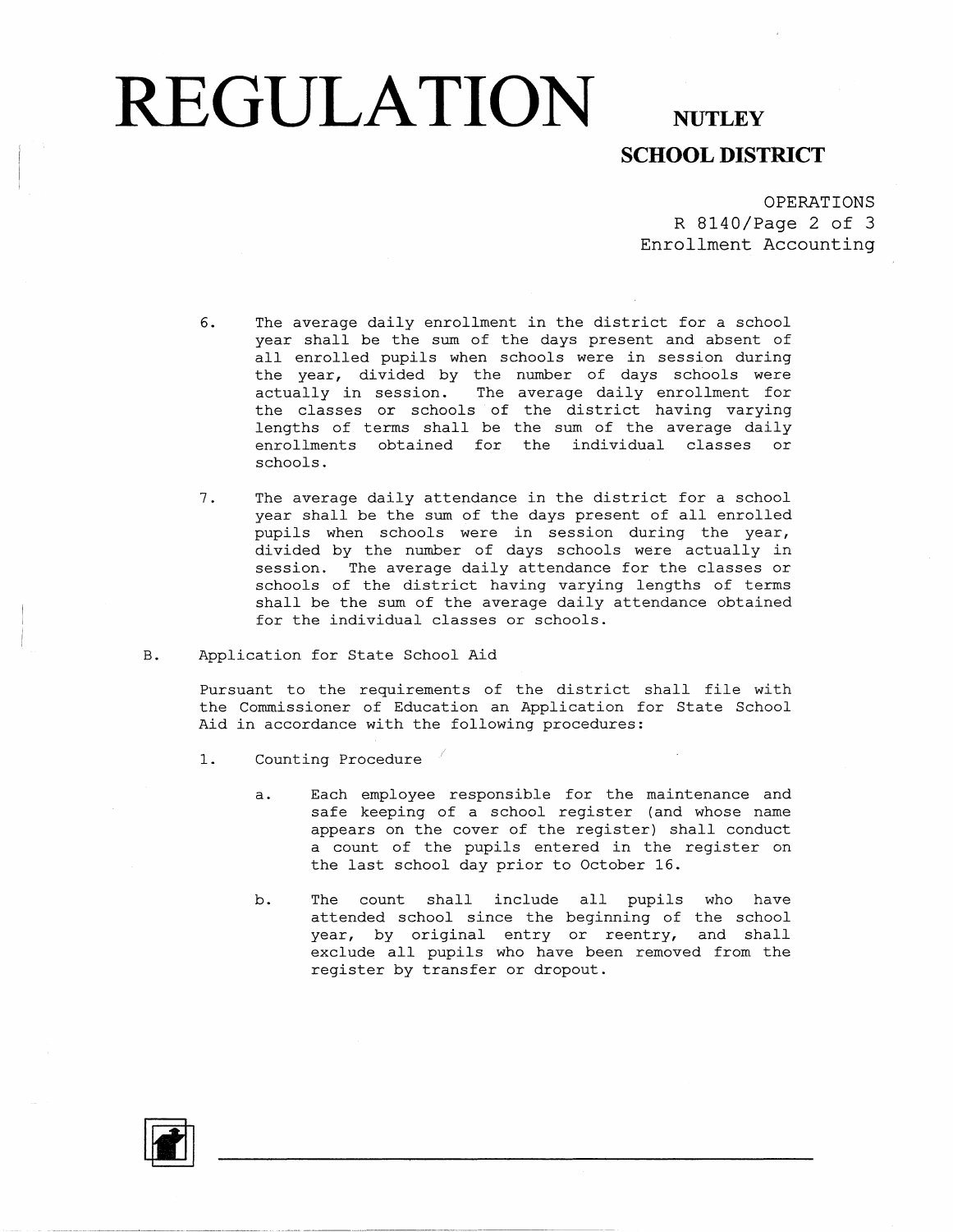6. The average daily enrollment in the district for a school year shall be the sum of the days present and absent of all enrolled pupils when schools were in session during the year, divided by the number of days schools were actually in session. The average daily enrollment for the classes or schools of the district having varying lengths of terms shall be the sum of the average daily enrollments obtained for the individual classes or schools.

7. The average daily attendance in the district for a school year shall be the sum of the days present of all enrolled pupils when schools were in session during the year, divided by the number of days schools were actually in session. The average daily attendance for the classes or schools of the district having varying lengths of terms shall be the sum of the average daily attendance obtained for the individual classes or schools.

B. Application for State School Aid

Pursuant to the requirements of the district shall file with the Commissioner of Education an Application for State School Aid in accordance with the following procedures:

1. Counting Procedure

   a. Each employee responsible for the maintenance and safe keeping of a school register (and whose name appears on the cover of the register) shall conduct a count of the pupils entered in the register on the last school day prior to October 16.

   b. The count shall include all pupils who have attended school since the beginning of the school year, by original entry or reentry, and shall exclude all pupils who have been removed from the register by transfer or dropout.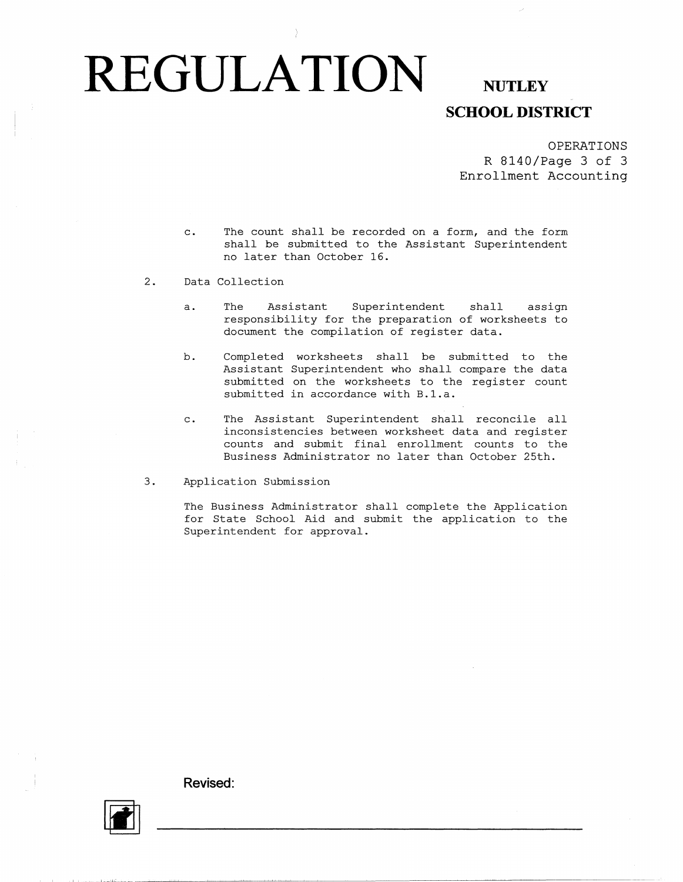c. The count shall be recorded on a form, and the form shall be submitted to the Assistant Superintendent no later than October 16.

2. Data Collection

   a. The Assistant Superintendent shall assign responsibility for the preparation of worksheets to document the compilation of register data.

   b. Completed worksheets shall be submitted to the Assistant Superintendent who shall compare the data submitted on the worksheets to the register count submitted in accordance with B.1.a.

   c. The Assistant Superintendent shall reconcile all inconsistencies between worksheet data and register counts and submit final enrollment counts to the Business Administrator no later than October 25th.

3. Application Submission

   The Business Administrator shall complete the Application for State School Aid and submit the application to the Superintendent for approval.

**Revised:**